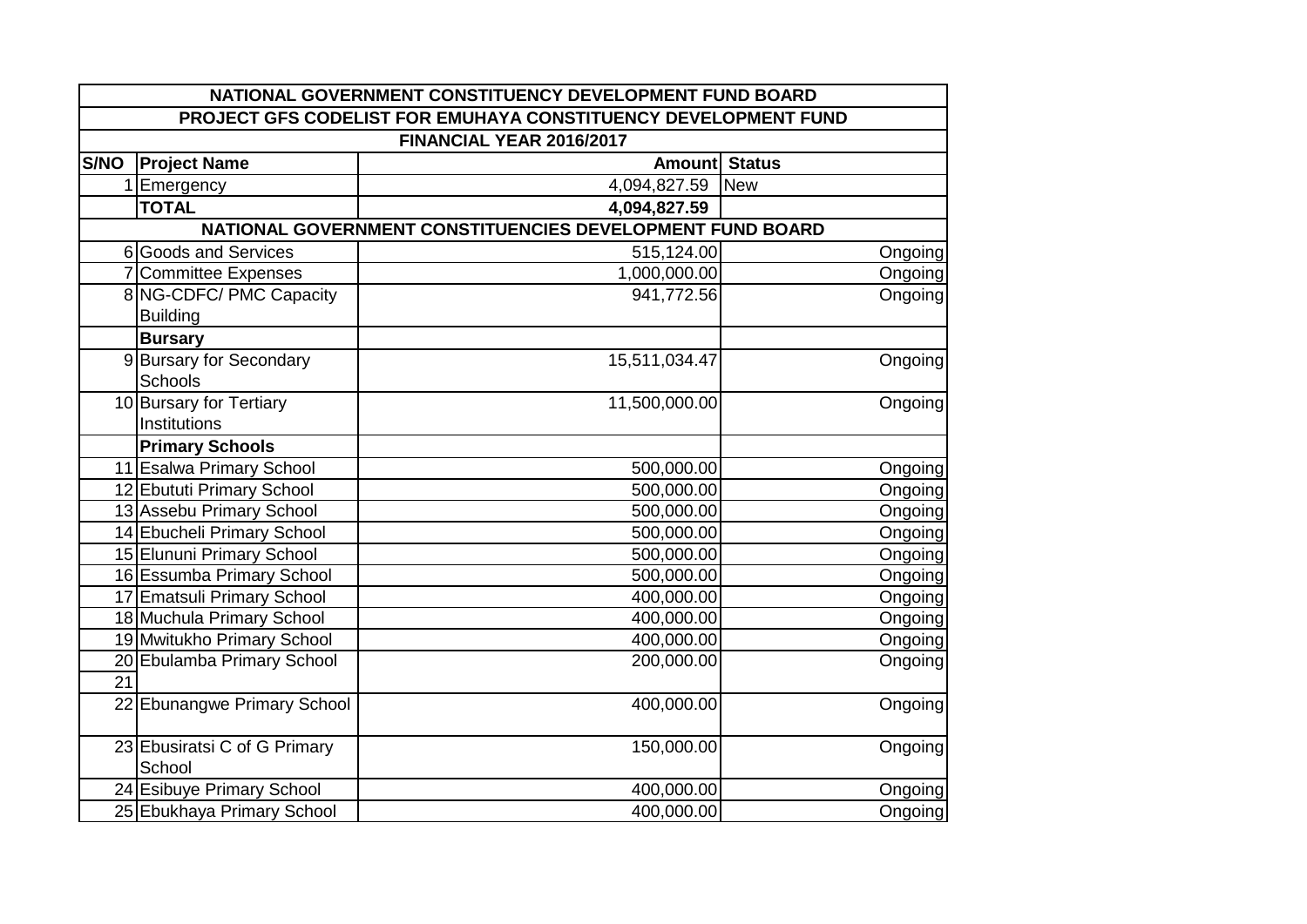| NATIONAL GOVERNMENT CONSTITUENCY DEVELOPMENT FUND BOARD | | | |
|---|---|---|---|
| PROJECT GFS CODELIST FOR EMUHAYA CONSTITUENCY DEVELOPMENT FUND | | | |
| FINANCIAL YEAR 2016/2017 | | | |
| **S/NO** | **Project Name** | **Amount** | **Status** |
| 1 | Emergency | 4,094,827.59 | New |
| | **TOTAL** | **4,094,827.59** | |
| NATIONAL GOVERNMENT CONSTITUENCIES DEVELOPMENT FUND BOARD | | | |
| 6 | Goods and Services | 515,124.00 | Ongoing |
| 7 | Committee Expenses | 1,000,000.00 | Ongoing |
| 8 | NG-CDFC/ PMC Capacity Building | 941,772.56 | Ongoing |
| | **Bursary** | | |
| 9 | Bursary for Secondary Schools | 15,511,034.47 | Ongoing |
| 10 | Bursary for Tertiary Institutions | 11,500,000.00 | Ongoing |
| | **Primary Schools** | | |
| 11 | Esalwa Primary School | 500,000.00 | Ongoing |
| 12 | Ebututi Primary School | 500,000.00 | Ongoing |
| 13 | Assebu Primary School | 500,000.00 | Ongoing |
| 14 | Ebucheli Primary School | 500,000.00 | Ongoing |
| 15 | Elununi Primary School | 500,000.00 | Ongoing |
| 16 | Essumba Primary School | 500,000.00 | Ongoing |
| 17 | Ematsuli Primary School | 400,000.00 | Ongoing |
| 18 | Muchula Primary School | 400,000.00 | Ongoing |
| 19 | Mwitukho Primary School | 400,000.00 | Ongoing |
| 20 | Ebulamba Primary School | 200,000.00 | Ongoing |
| 21 | | | |
| 22 | Ebunangwe Primary School | 400,000.00 | Ongoing |
| 23 | Ebusiratsi C of G Primary School | 150,000.00 | Ongoing |
| 24 | Esibuye Primary School | 400,000.00 | Ongoing |
| 25 | Ebukhaya Primary School | 400,000.00 | Ongoing |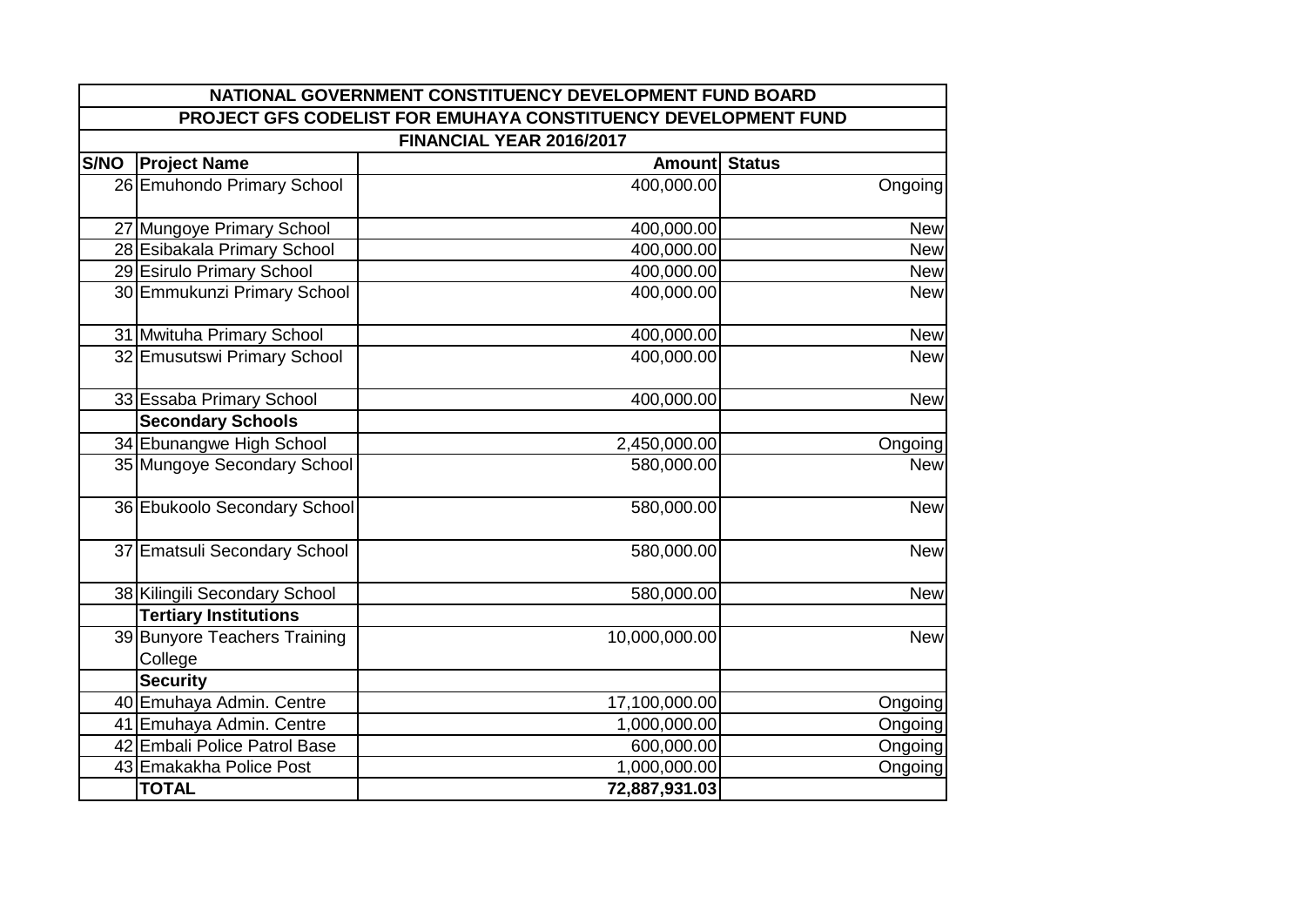| NATIONAL GOVERNMENT CONSTITUENCY DEVELOPMENT FUND BOARD | | | |
|---|---|---|---|
| PROJECT GFS CODELIST FOR EMUHAYA CONSTITUENCY DEVELOPMENT FUND | | | |
| FINANCIAL YEAR 2016/2017 | | | |
| **S/NO** | **Project Name** | **Amount** | **Status** |
| 26 | Emuhondo Primary School | 400,000.00 | Ongoing |
| 27 | Mungoye Primary School | 400,000.00 | New |
| 28 | Esibakala Primary School | 400,000.00 | New |
| 29 | Esirulo Primary School | 400,000.00 | New |
| 30 | Emmukunzi Primary School | 400,000.00 | New |
| 31 | Mwituha Primary School | 400,000.00 | New |
| 32 | Emusutswi Primary School | 400,000.00 | New |
| 33 | Essaba Primary School | 400,000.00 | New |
| | **Secondary Schools** | | |
| 34 | Ebunangwe High School | 2,450,000.00 | Ongoing |
| 35 | Mungoye Secondary School | 580,000.00 | New |
| 36 | Ebukoolo Secondary School | 580,000.00 | New |
| 37 | Ematsuli Secondary School | 580,000.00 | New |
| 38 | Kilingili Secondary School | 580,000.00 | New |
| | **Tertiary Institutions** | | |
| 39 | Bunyore Teachers Training College | 10,000,000.00 | New |
| | **Security** | | |
| 40 | Emuhaya Admin. Centre | 17,100,000.00 | Ongoing |
| 41 | Emuhaya Admin. Centre | 1,000,000.00 | Ongoing |
| 42 | Embali Police Patrol Base | 600,000.00 | Ongoing |
| 43 | Emakakha Police Post | 1,000,000.00 | Ongoing |
| | **TOTAL** | **72,887,931.03** | |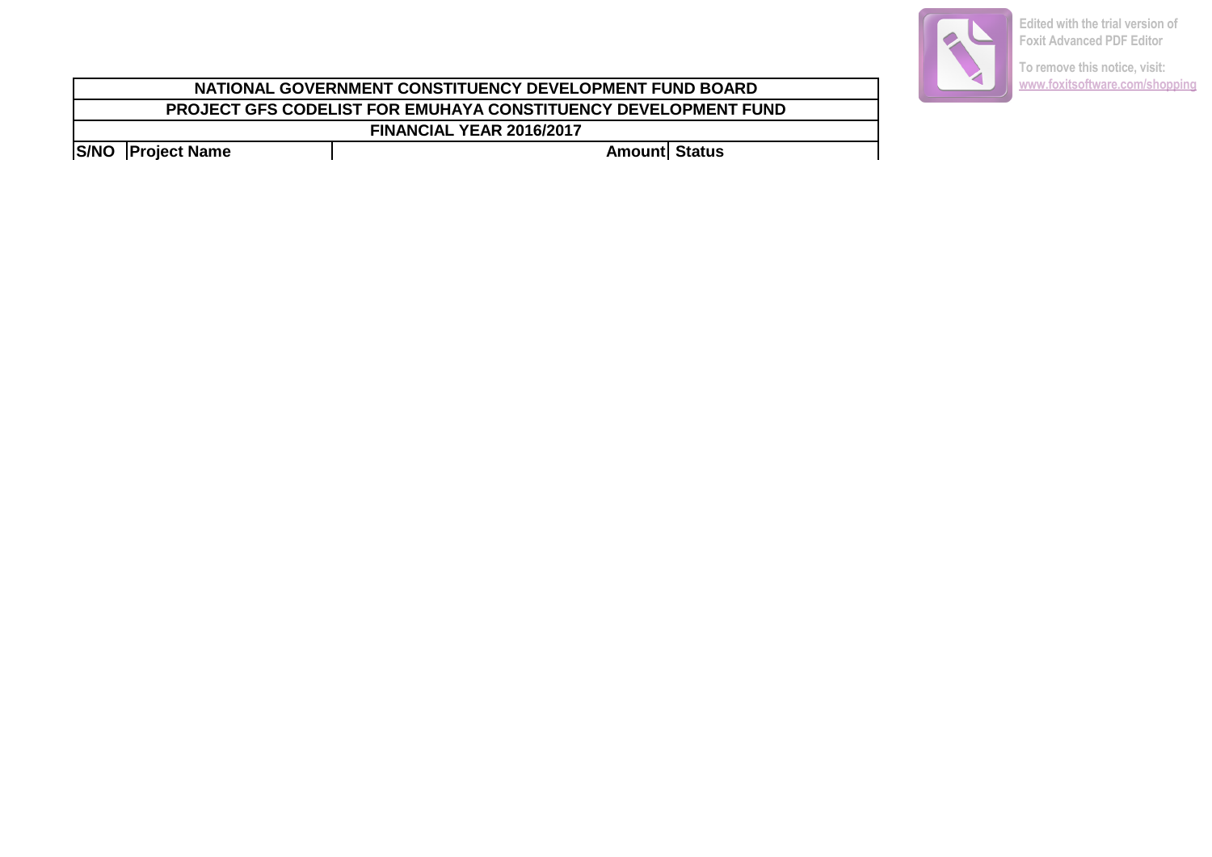| NATIONAL GOVERNMENT CONSTITUENCY DEVELOPMENT FUND BOARD | | | |
|---|---|---|---|
| PROJECT GFS CODELIST FOR EMUHAYA CONSTITUENCY DEVELOPMENT FUND | | | |
| FINANCIAL YEAR 2016/2017 | | | |
| S/NO | Project Name | Amount | Status |